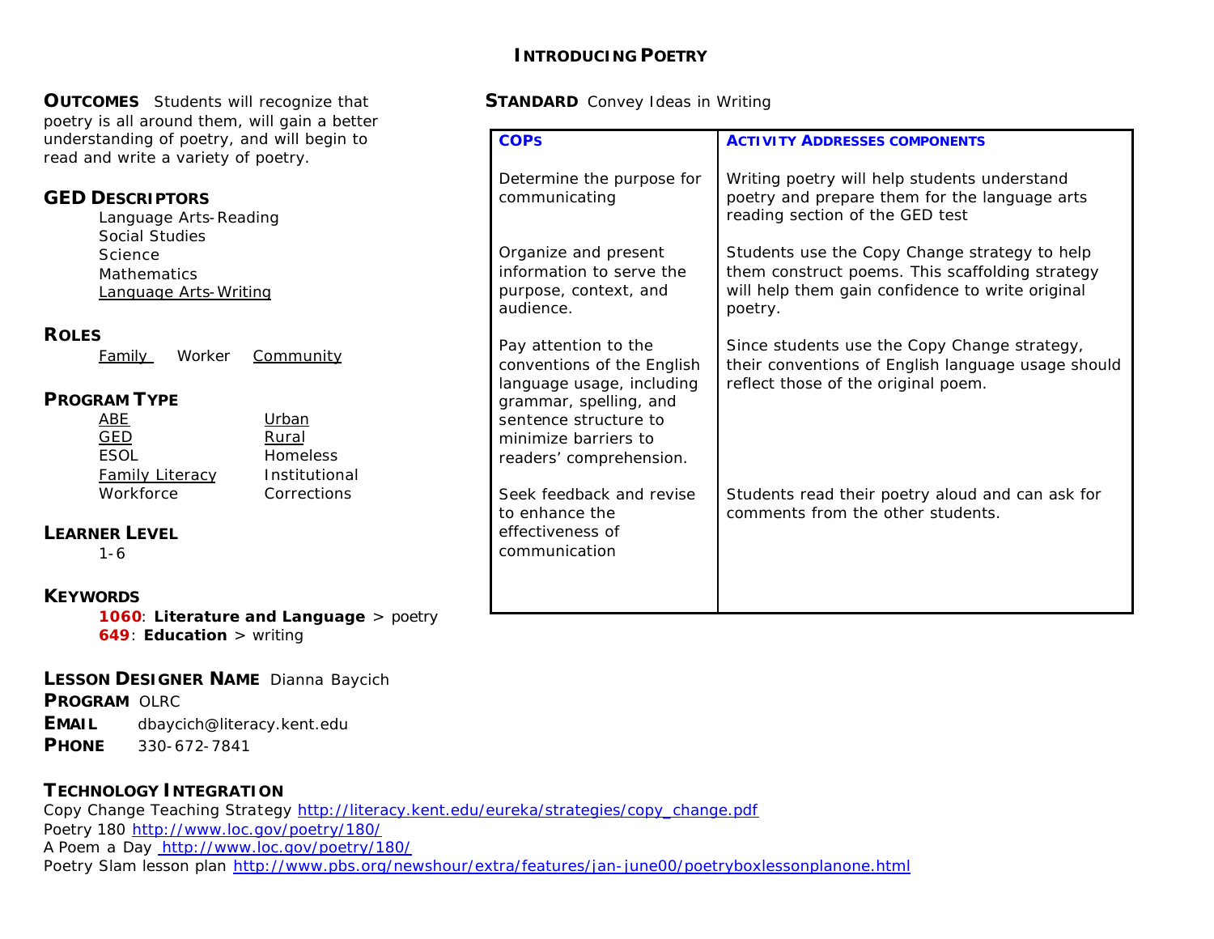# INTRODUCING POETRY

**OUTCOMES** Students will recognize that poetry is all around them, will gain a better understanding of poetry, and will begin to read and write a variety of poetry.

## GED DESCRIPTORS

Language Arts-Reading
Social Studies
Science
Mathematics
<u>Language Arts-Writing</u>

## ROLES

<u>Family</u> Worker <u>Community</u>

## PROGRAM TYPE

| | |
|---|---|
| <u>ABE</u> | <u>Urban</u> |
| <u>GED</u> | <u>Rural</u> |
| ESOL | Homeless |
| <u>Family Literacy</u> | Institutional |
| Workforce | Corrections |

## LEARNER LEVEL

1-6

## KEYWORDS

**1060**: **Literature and Language** > poetry
**649**: **Education** > writing

**LESSON DESIGNER NAME** Dianna Baycich
**PROGRAM** OLRC
**EMAIL** dbaycich@literacy.kent.edu
**PHONE** 330-672-7841

## TECHNOLOGY INTEGRATION

Copy Change Teaching Strategy http://literacy.kent.edu/eureka/strategies/copy_change.pdf
Poetry 180 http://www.loc.gov/poetry/180/
A Poem a Day http://www.loc.gov/poetry/180/
Poetry Slam lesson plan http://www.pbs.org/newshour/extra/features/jan-june00/poetryboxlessonplanone.html

**STANDARD** Convey Ideas in Writing

| COPS | ACTIVITY ADDRESSES COMPONENTS |
|---|---|
| Determine the purpose for communicating | Writing poetry will help students understand poetry and prepare them for the language arts reading section of the GED test |
| Organize and present information to serve the purpose, context, and audience. | Students use the Copy Change strategy to help them construct poems. This scaffolding strategy will help them gain confidence to write original poetry. |
| Pay attention to the conventions of the English language usage, including grammar, spelling, and sentence structure to minimize barriers to readers' comprehension. | Since students use the Copy Change strategy, their conventions of English language usage should reflect those of the original poem. |
| Seek feedback and revise to enhance the effectiveness of communication | Students read their poetry aloud and can ask for comments from the other students. |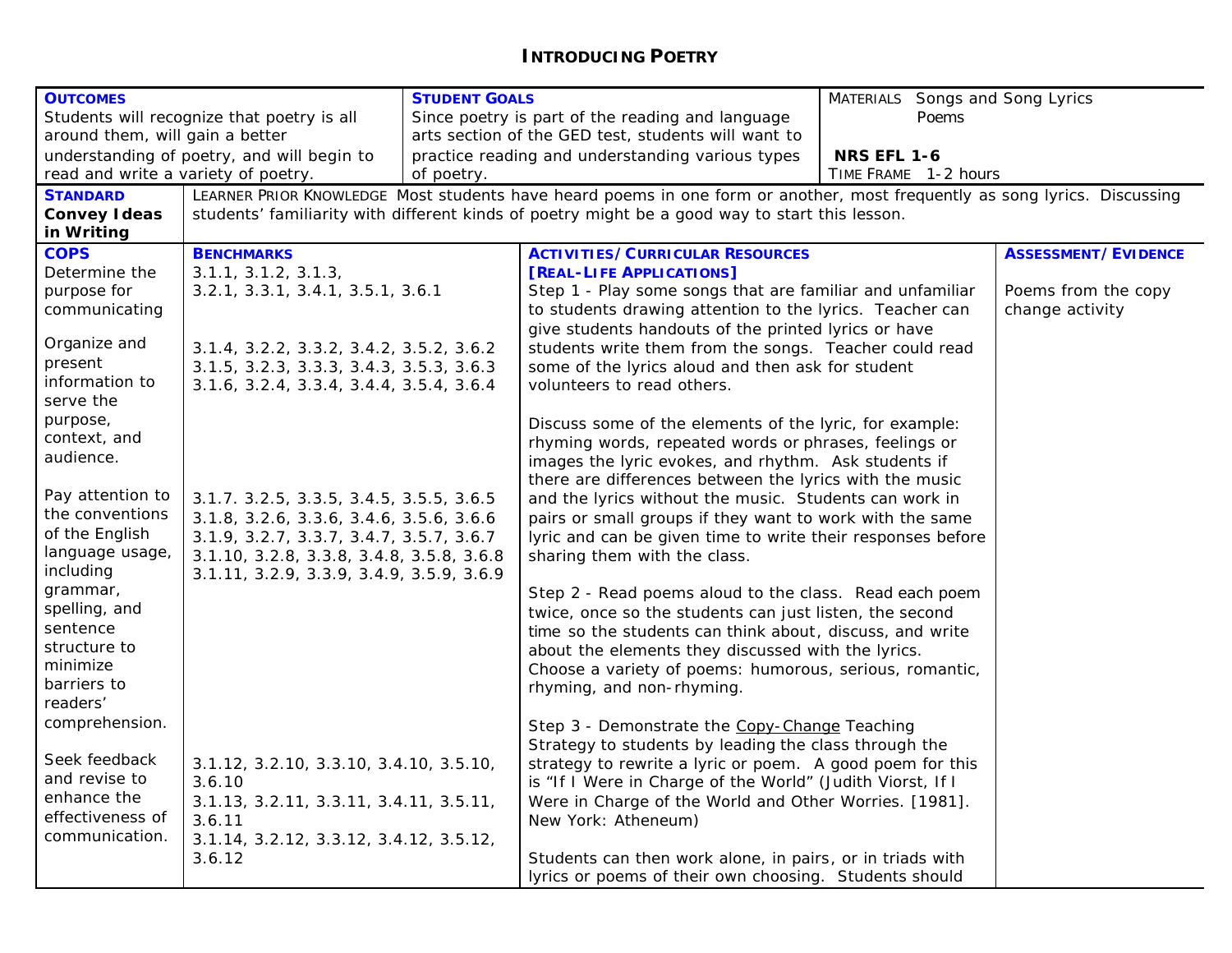# INTRODUCING POETRY

| **OUTCOMES** | **STUDENT GOALS** | MATERIALS |
|---|---|---|
| Students will recognize that poetry is all around them, will gain a better understanding of poetry, and will begin to read and write a variety of poetry. | Since poetry is part of the reading and language arts section of the GED test, students will want to practice reading and understanding various types of poetry. | MATERIALS Songs and Song Lyrics<br>Poems<br><br>**NRS EFL 1-6**<br>TIME FRAME 1-2 hours |

| **STANDARD** | |
|---|---|
| **Convey Ideas in Writing** | LEARNER PRIOR KNOWLEDGE Most students have heard poems in one form or another, most frequently as song lyrics. Discussing students' familiarity with different kinds of poetry might be a good way to start this lesson. |

| **COPS** | **BENCHMARKS** | **ACTIVITIES/CURRICULAR RESOURCES [REAL-LIFE APPLICATIONS]** | **ASSESSMENT/EVIDENCE** |
|---|---|---|---|
| Determine the purpose for communicating<br><br>Organize and present information to serve the purpose, context, and audience.<br><br>Pay attention to the conventions of the English language usage, including grammar, spelling, and sentence structure to minimize barriers to readers' comprehension.<br><br>Seek feedback and revise to enhance the effectiveness of communication. | 3.1.1, 3.1.2, 3.1.3, 3.2.1, 3.3.1, 3.4.1, 3.5.1, 3.6.1<br><br>3.1.4, 3.2.2, 3.3.2, 3.4.2, 3.5.2, 3.6.2<br>3.1.5, 3.2.3, 3.3.3, 3.4.3, 3.5.3, 3.6.3<br>3.1.6, 3.2.4, 3.3.4, 3.4.4, 3.5.4, 3.6.4<br><br>3.1.7. 3.2.5, 3.3.5, 3.4.5, 3.5.5, 3.6.5<br>3.1.8, 3.2.6, 3.3.6, 3.4.6, 3.5.6, 3.6.6<br>3.1.9, 3.2.7, 3.3.7, 3.4.7, 3.5.7, 3.6.7<br>3.1.10, 3.2.8, 3.3.8, 3.4.8, 3.5.8, 3.6.8<br>3.1.11, 3.2.9, 3.3.9, 3.4.9, 3.5.9, 3.6.9<br><br>3.1.12, 3.2.10, 3.3.10, 3.4.10, 3.5.10, 3.6.10<br>3.1.13, 3.2.11, 3.3.11, 3.4.11, 3.5.11, 3.6.11<br>3.1.14, 3.2.12, 3.3.12, 3.4.12, 3.5.12, 3.6.12 | Step 1 - Play some songs that are familiar and unfamiliar to students drawing attention to the lyrics. Teacher can give students handouts of the printed lyrics or have students write them from the songs. Teacher could read some of the lyrics aloud and then ask for student volunteers to read others.<br><br>Discuss some of the elements of the lyric, for example: rhyming words, repeated words or phrases, feelings or images the lyric evokes, and rhythm. Ask students if there are differences between the lyrics with the music and the lyrics without the music. Students can work in pairs or small groups if they want to work with the same lyric and can be given time to write their responses before sharing them with the class.<br><br>Step 2 - Read poems aloud to the class. Read each poem twice, once so the students can just listen, the second time so the students can think about, discuss, and write about the elements they discussed with the lyrics. Choose a variety of poems: humorous, serious, romantic, rhyming, and non-rhyming.<br><br>Step 3 - Demonstrate the Copy-Change Teaching Strategy to students by leading the class through the strategy to rewrite a lyric or poem. A good poem for this is "If I Were in Charge of the World" (Judith Viorst, If I Were in Charge of the World and Other Worries. [1981]. New York: Atheneum)<br><br>Students can then work alone, in pairs, or in triads with lyrics or poems of their own choosing. Students should | Poems from the copy change activity |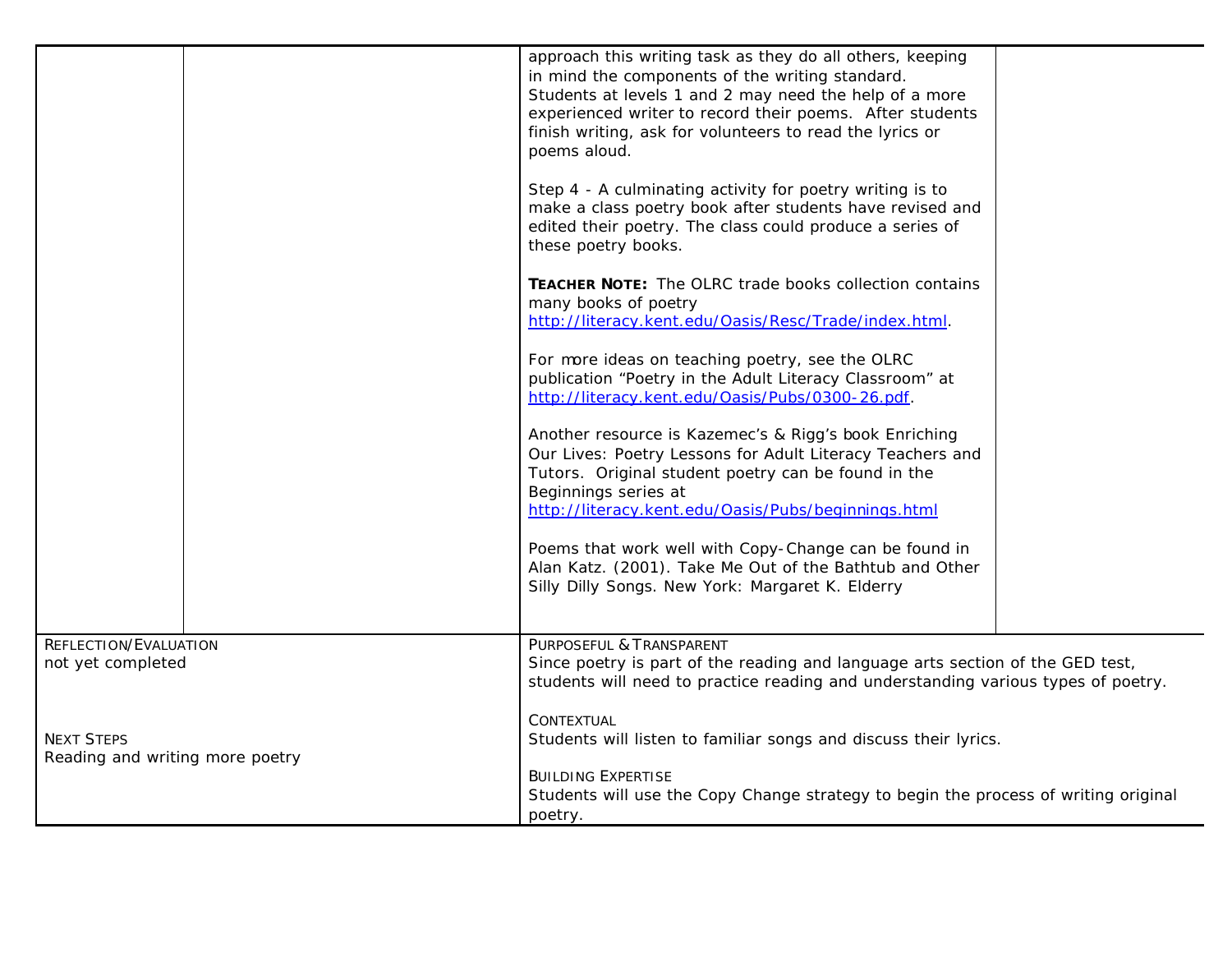| | | | |
|---|---|---|---|
| | | approach this writing task as they do all others, keeping in mind the components of the writing standard. Students at levels 1 and 2 may need the help of a more experienced writer to record their poems. After students finish writing, ask for volunteers to read the lyrics or poems aloud.<br><br>Step 4 - A culminating activity for poetry writing is to make a class poetry book after students have revised and edited their poetry. The class could produce a series of these poetry books.<br><br>**TEACHER NOTE:** The OLRC trade books collection contains many books of poetry http://literacy.kent.edu/Oasis/Resc/Trade/index.html.<br><br>For more ideas on teaching poetry, see the OLRC publication "Poetry in the Adult Literacy Classroom" at http://literacy.kent.edu/Oasis/Pubs/0300-26.pdf.<br><br>Another resource is Kazemec's & Rigg's book Enriching Our Lives: Poetry Lessons for Adult Literacy Teachers and Tutors. Original student poetry can be found in the Beginnings series at http://literacy.kent.edu/Oasis/Pubs/beginnings.html<br><br>Poems that work well with Copy-Change can be found in Alan Katz. (2001). Take Me Out of the Bathtub and Other Silly Dilly Songs. New York: Margaret K. Elderry | |

| | |
|---|---|
| REFLECTION/EVALUATION<br>not yet completed<br><br>NEXT STEPS<br>Reading and writing more poetry | PURPOSEFUL & TRANSPARENT<br>Since poetry is part of the reading and language arts section of the GED test, students will need to practice reading and understanding various types of poetry.<br><br>CONTEXTUAL<br>Students will listen to familiar songs and discuss their lyrics.<br><br>BUILDING EXPERTISE<br>Students will use the Copy Change strategy to begin the process of writing original poetry. |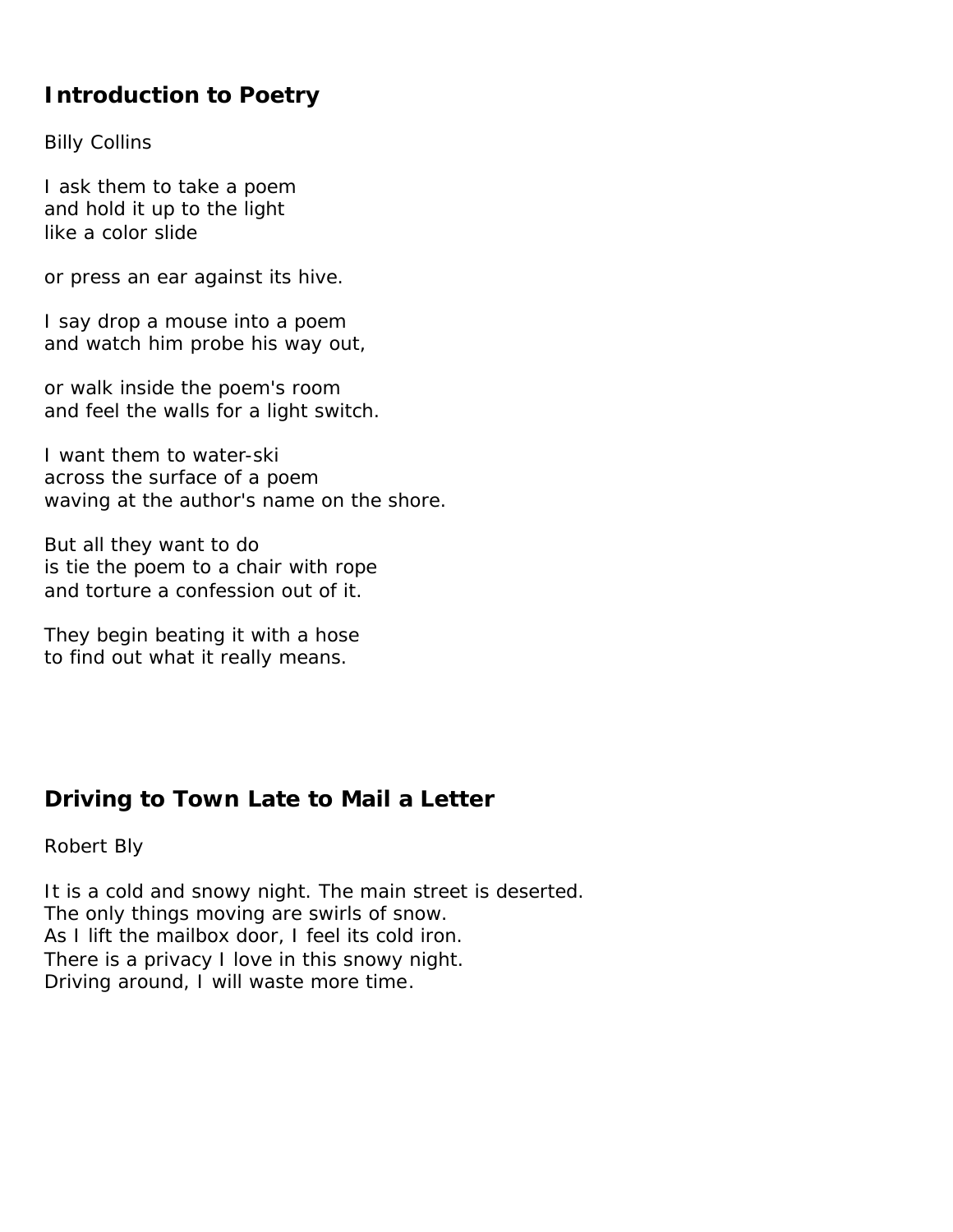## Introduction to Poetry

Billy Collins

I ask them to take a poem  
and hold it up to the light  
like a color slide

or press an ear against its hive.

I say drop a mouse into a poem  
and watch him probe his way out,

or walk inside the poem's room  
and feel the walls for a light switch.

I want them to water-ski  
across the surface of a poem  
waving at the author's name on the shore.

But all they want to do  
is tie the poem to a chair with rope  
and torture a confession out of it.

They begin beating it with a hose  
to find out what it really means.

## Driving to Town Late to Mail a Letter

Robert Bly

It is a cold and snowy night. The main street is deserted.  
The only things moving are swirls of snow.  
As I lift the mailbox door, I feel its cold iron.  
There is a privacy I love in this snowy night.  
Driving around, I will waste more time.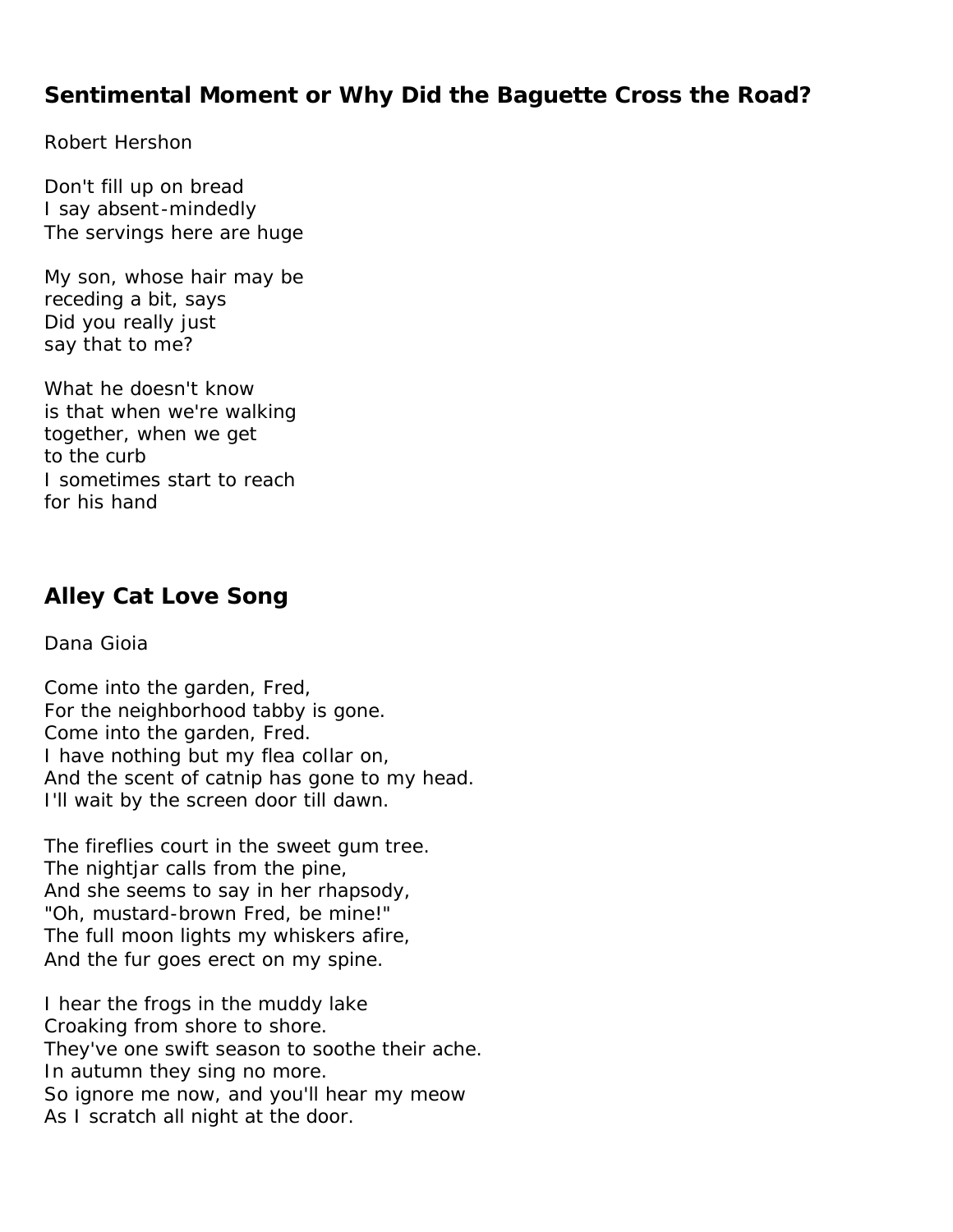## Sentimental Moment or Why Did the Baguette Cross the Road?

Robert Hershon

Don't fill up on bread  
I say absent-mindedly  
The servings here are huge

My son, whose hair may be  
receding a bit, says  
Did you really just  
say that to me?

What he doesn't know  
is that when we're walking  
together, when we get  
to the curb  
I sometimes start to reach  
for his hand

## Alley Cat Love Song

Dana Gioia

Come into the garden, Fred,  
For the neighborhood tabby is gone.  
Come into the garden, Fred.  
I have nothing but my flea collar on,  
And the scent of catnip has gone to my head.  
I'll wait by the screen door till dawn.

The fireflies court in the sweet gum tree.  
The nightjar calls from the pine,  
And she seems to say in her rhapsody,  
"Oh, mustard-brown Fred, be mine!"  
The full moon lights my whiskers afire,  
And the fur goes erect on my spine.

I hear the frogs in the muddy lake  
Croaking from shore to shore.  
They've one swift season to soothe their ache.  
In autumn they sing no more.  
So ignore me now, and you'll hear my meow  
As I scratch all night at the door.